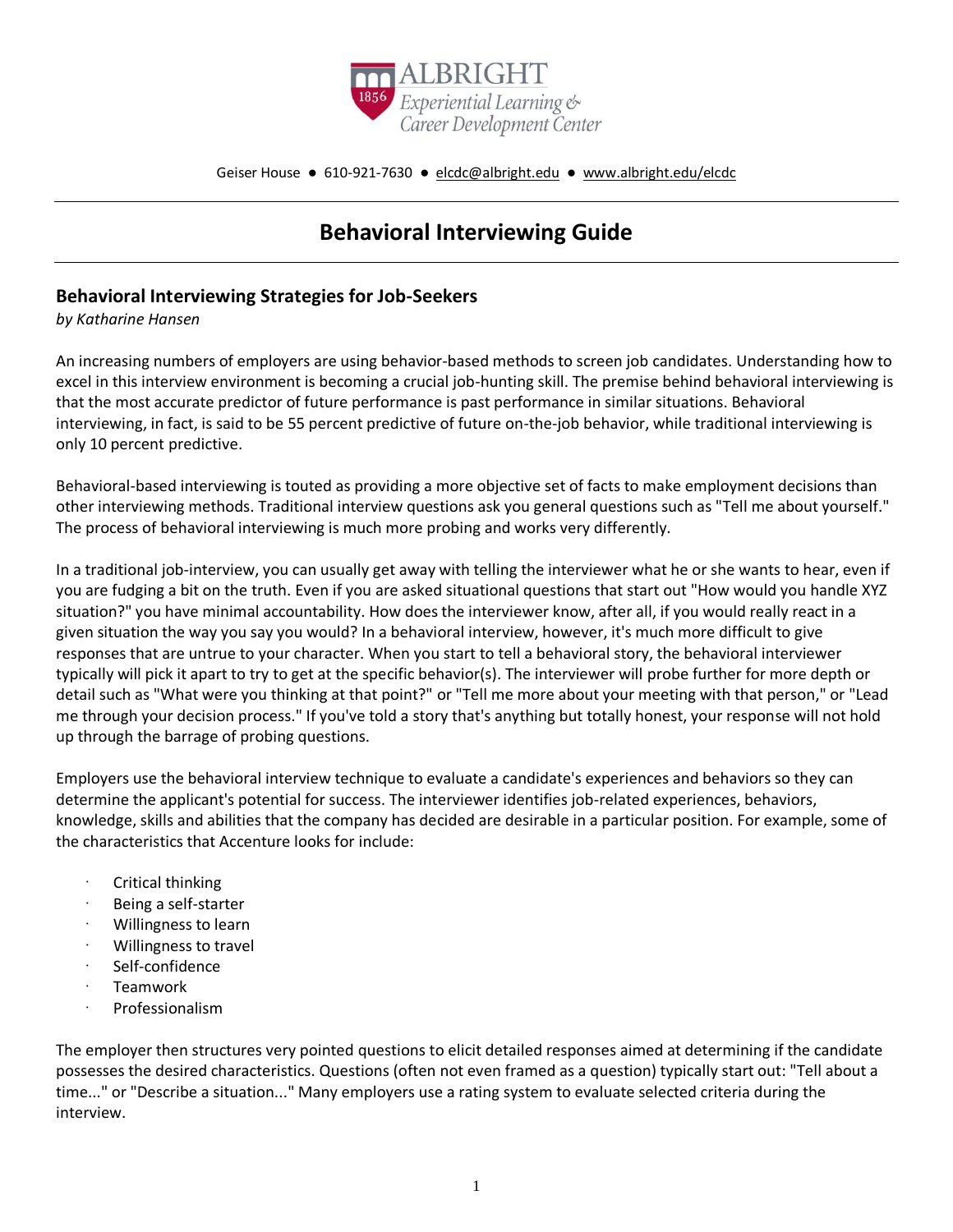ALBRIGHT
Experiential Learning & Career Development Center

Geiser House ● 610-921-7630 ● elcdc@albright.edu ● www.albright.edu/elcdc

# Behavioral Interviewing Guide

## Behavioral Interviewing Strategies for Job-Seekers

*by Katharine Hansen*

An increasing numbers of employers are using behavior-based methods to screen job candidates. Understanding how to excel in this interview environment is becoming a crucial job-hunting skill. The premise behind behavioral interviewing is that the most accurate predictor of future performance is past performance in similar situations. Behavioral interviewing, in fact, is said to be 55 percent predictive of future on-the-job behavior, while traditional interviewing is only 10 percent predictive.

Behavioral-based interviewing is touted as providing a more objective set of facts to make employment decisions than other interviewing methods. Traditional interview questions ask you general questions such as "Tell me about yourself." The process of behavioral interviewing is much more probing and works very differently.

In a traditional job-interview, you can usually get away with telling the interviewer what he or she wants to hear, even if you are fudging a bit on the truth. Even if you are asked situational questions that start out "How would you handle XYZ situation?" you have minimal accountability. How does the interviewer know, after all, if you would really react in a given situation the way you say you would? In a behavioral interview, however, it's much more difficult to give responses that are untrue to your character. When you start to tell a behavioral story, the behavioral interviewer typically will pick it apart to try to get at the specific behavior(s). The interviewer will probe further for more depth or detail such as "What were you thinking at that point?" or "Tell me more about your meeting with that person," or "Lead me through your decision process." If you've told a story that's anything but totally honest, your response will not hold up through the barrage of probing questions.

Employers use the behavioral interview technique to evaluate a candidate's experiences and behaviors so they can determine the applicant's potential for success. The interviewer identifies job-related experiences, behaviors, knowledge, skills and abilities that the company has decided are desirable in a particular position. For example, some of the characteristics that Accenture looks for include:

- Critical thinking
- Being a self-starter
- Willingness to learn
- Willingness to travel
- Self-confidence
- Teamwork
- Professionalism

The employer then structures very pointed questions to elicit detailed responses aimed at determining if the candidate possesses the desired characteristics. Questions (often not even framed as a question) typically start out: "Tell about a time..." or "Describe a situation..." Many employers use a rating system to evaluate selected criteria during the interview.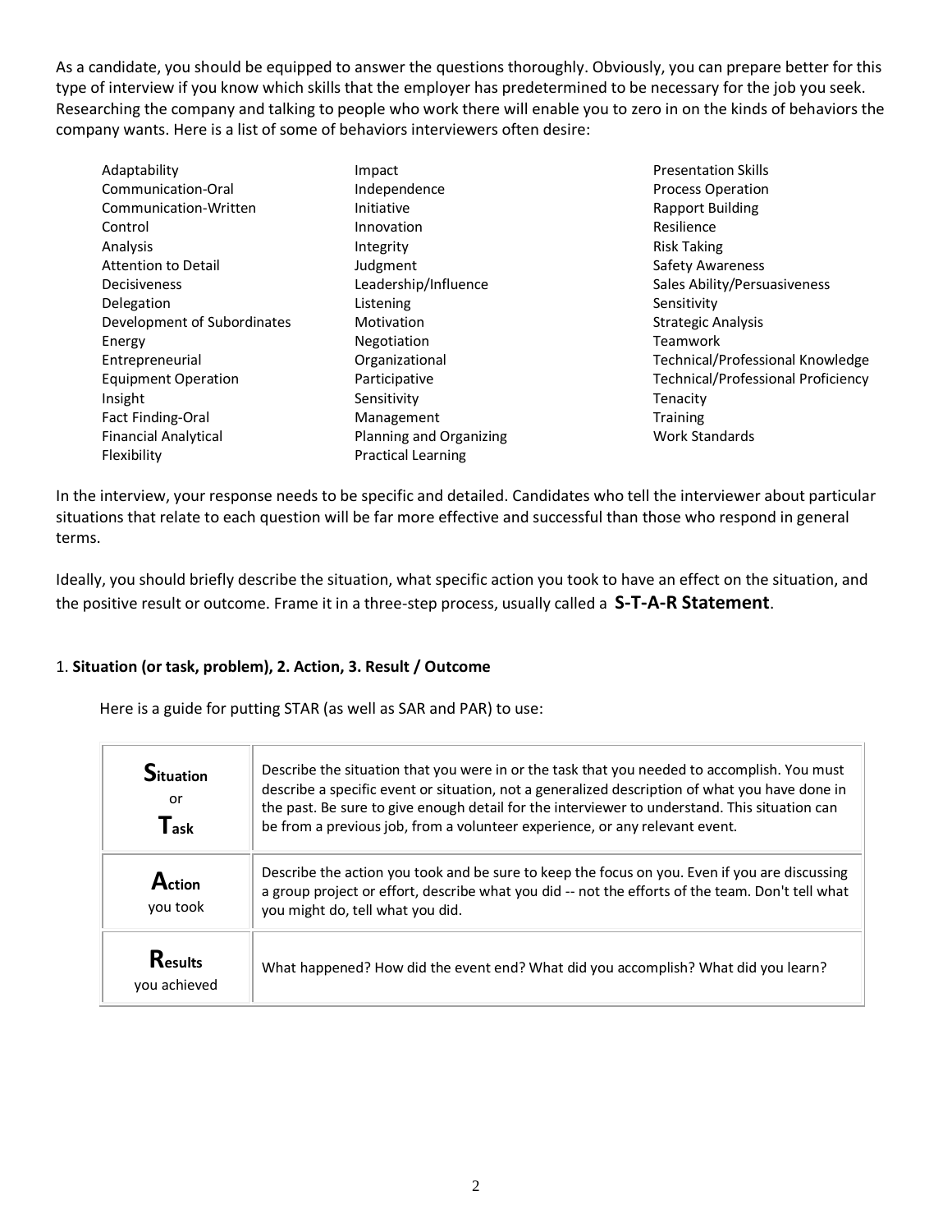As a candidate, you should be equipped to answer the questions thoroughly. Obviously, you can prepare better for this type of interview if you know which skills that the employer has predetermined to be necessary for the job you seek. Researching the company and talking to people who work there will enable you to zero in on the kinds of behaviors the company wants. Here is a list of some of behaviors interviewers often desire:

| | | |
|---|---|---|
| Adaptability | Impact | Presentation Skills |
| Communication-Oral | Independence | Process Operation |
| Communication-Written | Initiative | Rapport Building |
| Control | Innovation | Resilience |
| Analysis | Integrity | Risk Taking |
| Attention to Detail | Judgment | Safety Awareness |
| Decisiveness | Leadership/Influence | Sales Ability/Persuasiveness |
| Delegation | Listening | Sensitivity |
| Development of Subordinates | Motivation | Strategic Analysis |
| Energy | Negotiation | Teamwork |
| Entrepreneurial | Organizational | Technical/Professional Knowledge |
| Equipment Operation | Participative | Technical/Professional Proficiency |
| Insight | Sensitivity | Tenacity |
| Fact Finding-Oral | Management | Training |
| Financial Analytical | Planning and Organizing | Work Standards |
| Flexibility | Practical Learning | |

In the interview, your response needs to be specific and detailed. Candidates who tell the interviewer about particular situations that relate to each question will be far more effective and successful than those who respond in general terms.

Ideally, you should briefly describe the situation, what specific action you took to have an effect on the situation, and the positive result or outcome. Frame it in a three-step process, usually called a **S-T-A-R Statement**.

1. **Situation (or task, problem), 2. Action, 3. Result / Outcome**

Here is a guide for putting STAR (as well as SAR and PAR) to use:

| | |
|---|---|
| **Situation** or **Task** | Describe the situation that you were in or the task that you needed to accomplish. You must describe a specific event or situation, not a generalized description of what you have done in the past. Be sure to give enough detail for the interviewer to understand. This situation can be from a previous job, from a volunteer experience, or any relevant event. |
| **Action** you took | Describe the action you took and be sure to keep the focus on you. Even if you are discussing a group project or effort, describe what you did -- not the efforts of the team. Don't tell what you might do, tell what you did. |
| **Results** you achieved | What happened? How did the event end? What did you accomplish? What did you learn? |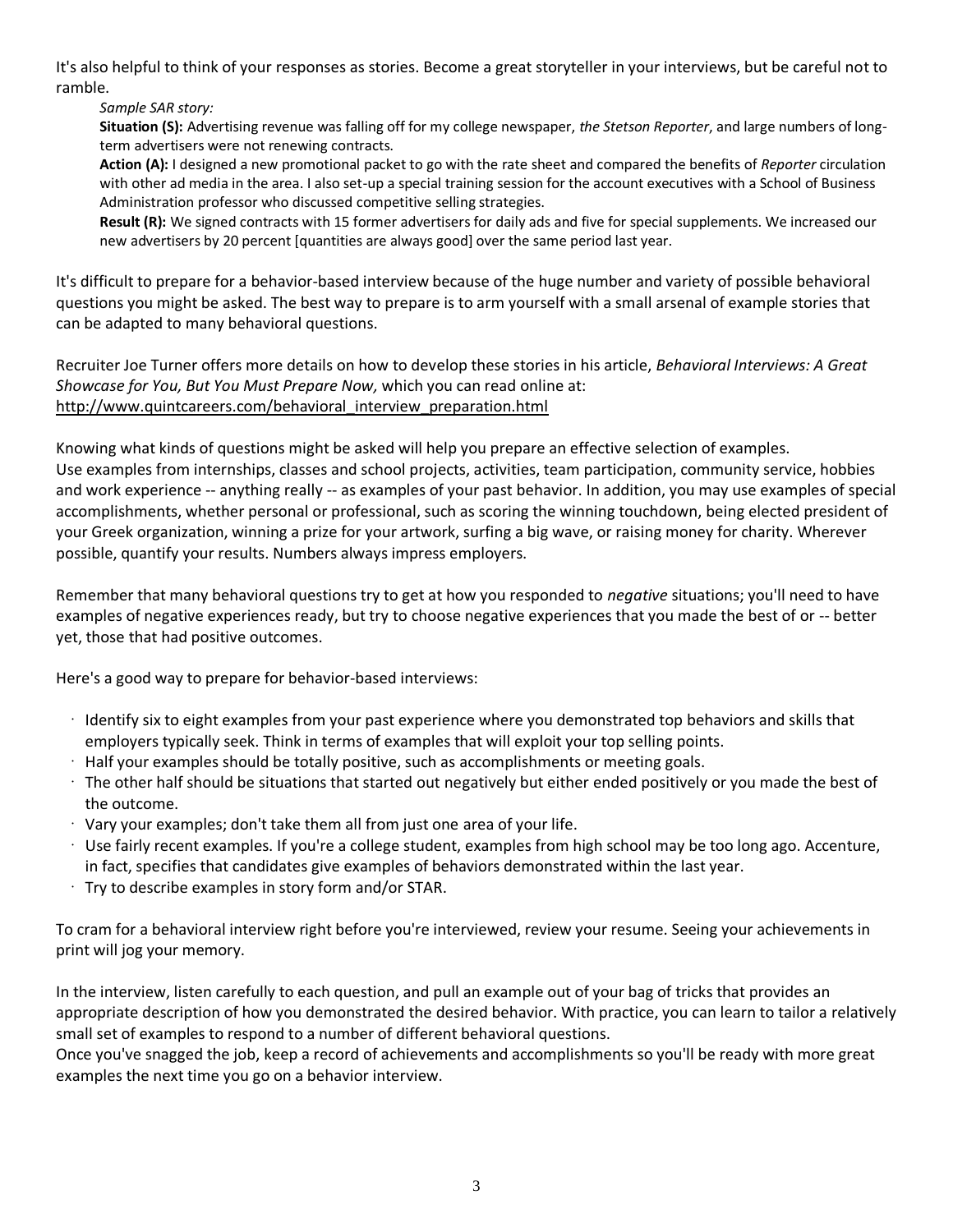It's also helpful to think of your responses as stories. Become a great storyteller in your interviews, but be careful not to ramble.

*Sample SAR story:*

**Situation (S):** Advertising revenue was falling off for my college newspaper, *the Stetson Reporter*, and large numbers of long-term advertisers were not renewing contracts.

**Action (A):** I designed a new promotional packet to go with the rate sheet and compared the benefits of *Reporter* circulation with other ad media in the area. I also set-up a special training session for the account executives with a School of Business Administration professor who discussed competitive selling strategies.

**Result (R):** We signed contracts with 15 former advertisers for daily ads and five for special supplements. We increased our new advertisers by 20 percent [quantities are always good] over the same period last year.

It's difficult to prepare for a behavior-based interview because of the huge number and variety of possible behavioral questions you might be asked. The best way to prepare is to arm yourself with a small arsenal of example stories that can be adapted to many behavioral questions.

Recruiter Joe Turner offers more details on how to develop these stories in his article, *Behavioral Interviews: A Great Showcase for You, But You Must Prepare Now,* which you can read online at: http://www.quintcareers.com/behavioral_interview_preparation.html

Knowing what kinds of questions might be asked will help you prepare an effective selection of examples. Use examples from internships, classes and school projects, activities, team participation, community service, hobbies and work experience -- anything really -- as examples of your past behavior. In addition, you may use examples of special accomplishments, whether personal or professional, such as scoring the winning touchdown, being elected president of your Greek organization, winning a prize for your artwork, surfing a big wave, or raising money for charity. Wherever possible, quantify your results. Numbers always impress employers.

Remember that many behavioral questions try to get at how you responded to *negative* situations; you'll need to have examples of negative experiences ready, but try to choose negative experiences that you made the best of or -- better yet, those that had positive outcomes.

Here's a good way to prepare for behavior-based interviews:

- Identify six to eight examples from your past experience where you demonstrated top behaviors and skills that employers typically seek. Think in terms of examples that will exploit your top selling points.
- Half your examples should be totally positive, such as accomplishments or meeting goals.
- The other half should be situations that started out negatively but either ended positively or you made the best of the outcome.
- Vary your examples; don't take them all from just one area of your life.
- Use fairly recent examples. If you're a college student, examples from high school may be too long ago. Accenture, in fact, specifies that candidates give examples of behaviors demonstrated within the last year.
- Try to describe examples in story form and/or STAR.

To cram for a behavioral interview right before you're interviewed, review your resume. Seeing your achievements in print will jog your memory.

In the interview, listen carefully to each question, and pull an example out of your bag of tricks that provides an appropriate description of how you demonstrated the desired behavior. With practice, you can learn to tailor a relatively small set of examples to respond to a number of different behavioral questions.

Once you've snagged the job, keep a record of achievements and accomplishments so you'll be ready with more great examples the next time you go on a behavior interview.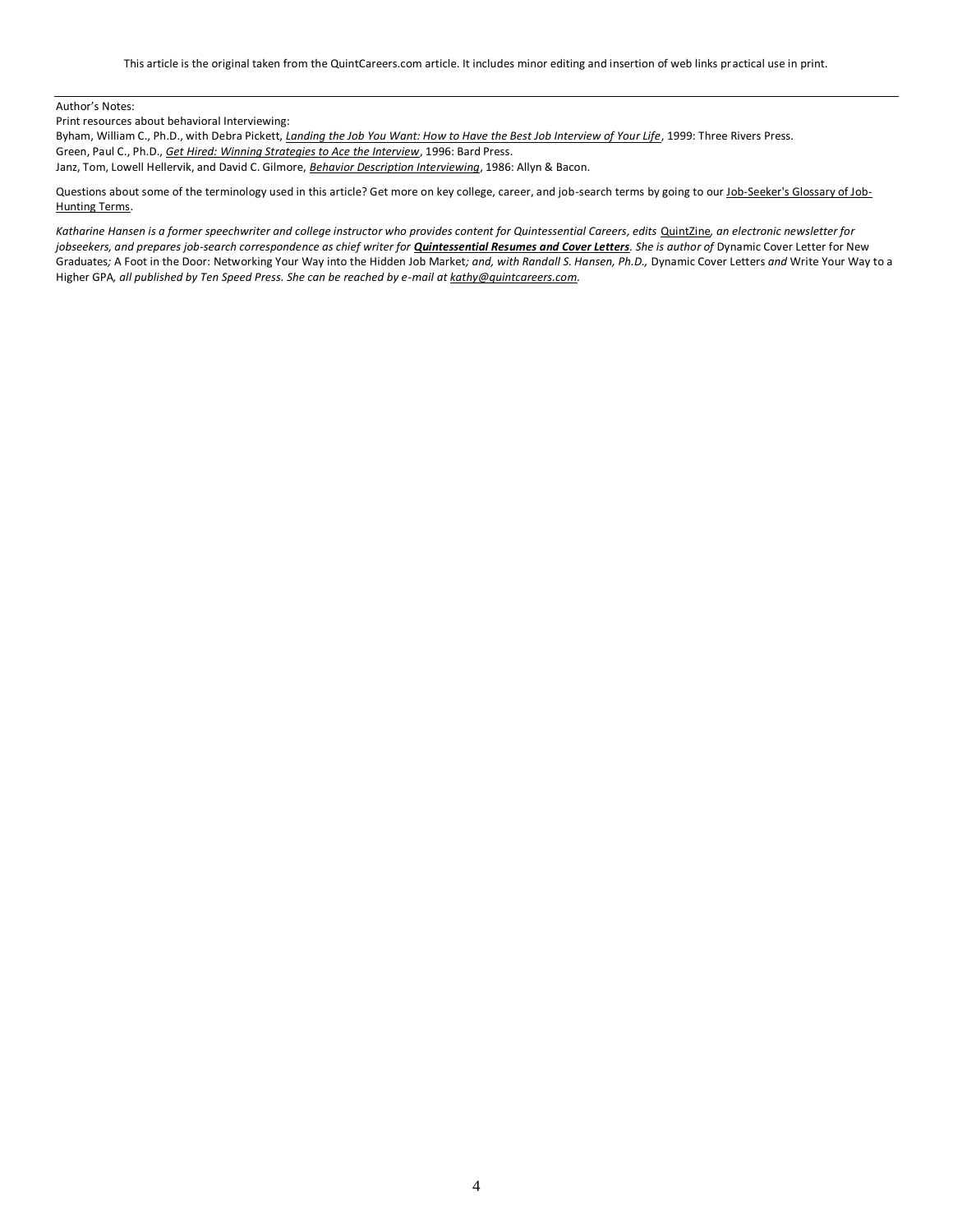This article is the original taken from the QuintCareers.com article. It includes minor editing and insertion of web links practical use in print.

---

Author's Notes:
Print resources about behavioral Interviewing:
Byham, William C., Ph.D., with Debra Pickett, ***Landing the Job You Want: How to Have the Best Job Interview of Your Life***, 1999: Three Rivers Press.
Green, Paul C., Ph.D., *Get Hired: Winning Strategies to Ace the Interview*, 1996: Bard Press.
Janz, Tom, Lowell Hellervik, and David C. Gilmore, ***Behavior Description Interviewing***, 1986: Allyn & Bacon.

Questions about some of the terminology used in this article? Get more on key college, career, and job-search terms by going to our Job-Seeker's Glossary of Job-Hunting Terms.

*Katharine Hansen is a former speechwriter and college instructor who provides content for Quintessential Careers, edits* QuintZine*, an electronic newsletter for jobseekers, and prepares job-search correspondence as chief writer for* ***Quintessential Resumes and Cover Letters****. She is author of* Dynamic Cover Letter for New Graduates*;* A Foot in the Door: Networking Your Way into the Hidden Job Market*; and, with Randall S. Hansen, Ph.D.,* Dynamic Cover Letters *and* Write Your Way to a Higher GPA*, all published by Ten Speed Press. She can be reached by e-mail at kathy@quintcareers.com.*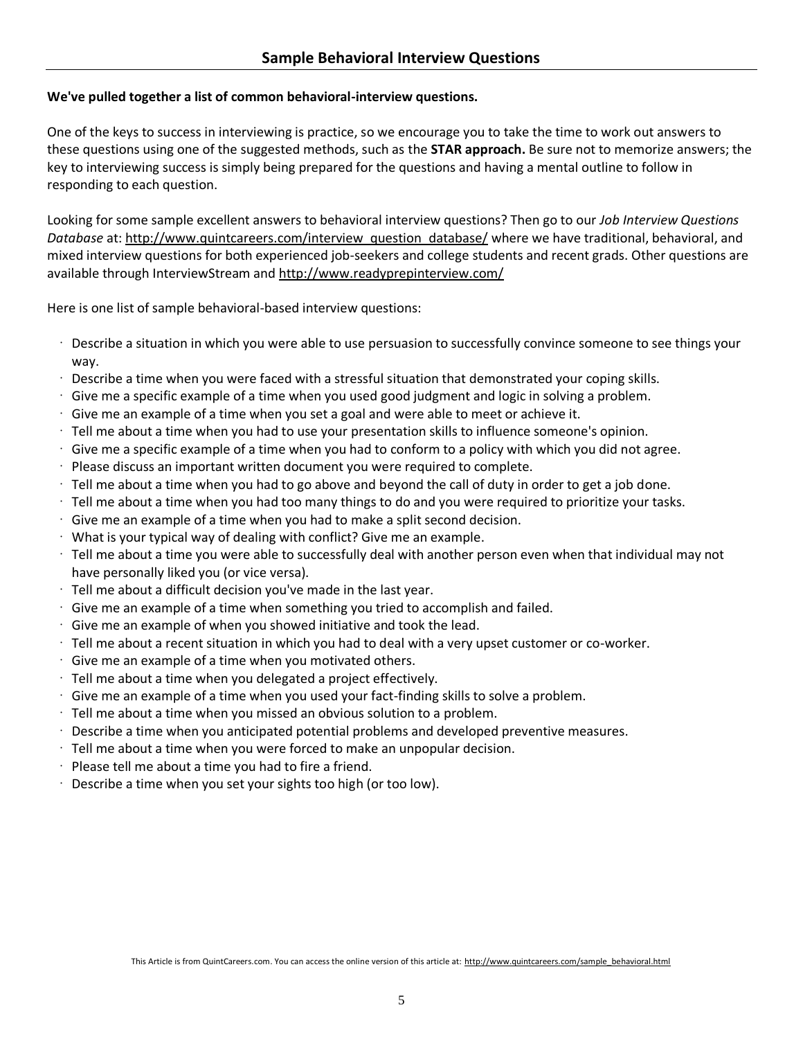## Sample Behavioral Interview Questions

**We've pulled together a list of common behavioral-interview questions.**

One of the keys to success in interviewing is practice, so we encourage you to take the time to work out answers to these questions using one of the suggested methods, such as the **STAR approach.** Be sure not to memorize answers; the key to interviewing success is simply being prepared for the questions and having a mental outline to follow in responding to each question.

Looking for some sample excellent answers to behavioral interview questions? Then go to our *Job Interview Questions Database* at: http://www.quintcareers.com/interview_question_database/ where we have traditional, behavioral, and mixed interview questions for both experienced job-seekers and college students and recent grads. Other questions are available through InterviewStream and http://www.readyprepinterview.com/

Here is one list of sample behavioral-based interview questions:

- Describe a situation in which you were able to use persuasion to successfully convince someone to see things your way.
- Describe a time when you were faced with a stressful situation that demonstrated your coping skills.
- Give me a specific example of a time when you used good judgment and logic in solving a problem.
- Give me an example of a time when you set a goal and were able to meet or achieve it.
- Tell me about a time when you had to use your presentation skills to influence someone's opinion.
- Give me a specific example of a time when you had to conform to a policy with which you did not agree.
- Please discuss an important written document you were required to complete.
- Tell me about a time when you had to go above and beyond the call of duty in order to get a job done.
- Tell me about a time when you had too many things to do and you were required to prioritize your tasks.
- Give me an example of a time when you had to make a split second decision.
- What is your typical way of dealing with conflict? Give me an example.
- Tell me about a time you were able to successfully deal with another person even when that individual may not have personally liked you (or vice versa).
- Tell me about a difficult decision you've made in the last year.
- Give me an example of a time when something you tried to accomplish and failed.
- Give me an example of when you showed initiative and took the lead.
- Tell me about a recent situation in which you had to deal with a very upset customer or co-worker.
- Give me an example of a time when you motivated others.
- Tell me about a time when you delegated a project effectively.
- Give me an example of a time when you used your fact-finding skills to solve a problem.
- Tell me about a time when you missed an obvious solution to a problem.
- Describe a time when you anticipated potential problems and developed preventive measures.
- Tell me about a time when you were forced to make an unpopular decision.
- Please tell me about a time you had to fire a friend.
- Describe a time when you set your sights too high (or too low).

This Article is from QuintCareers.com. You can access the online version of this article at: http://www.quintcareers.com/sample_behavioral.html